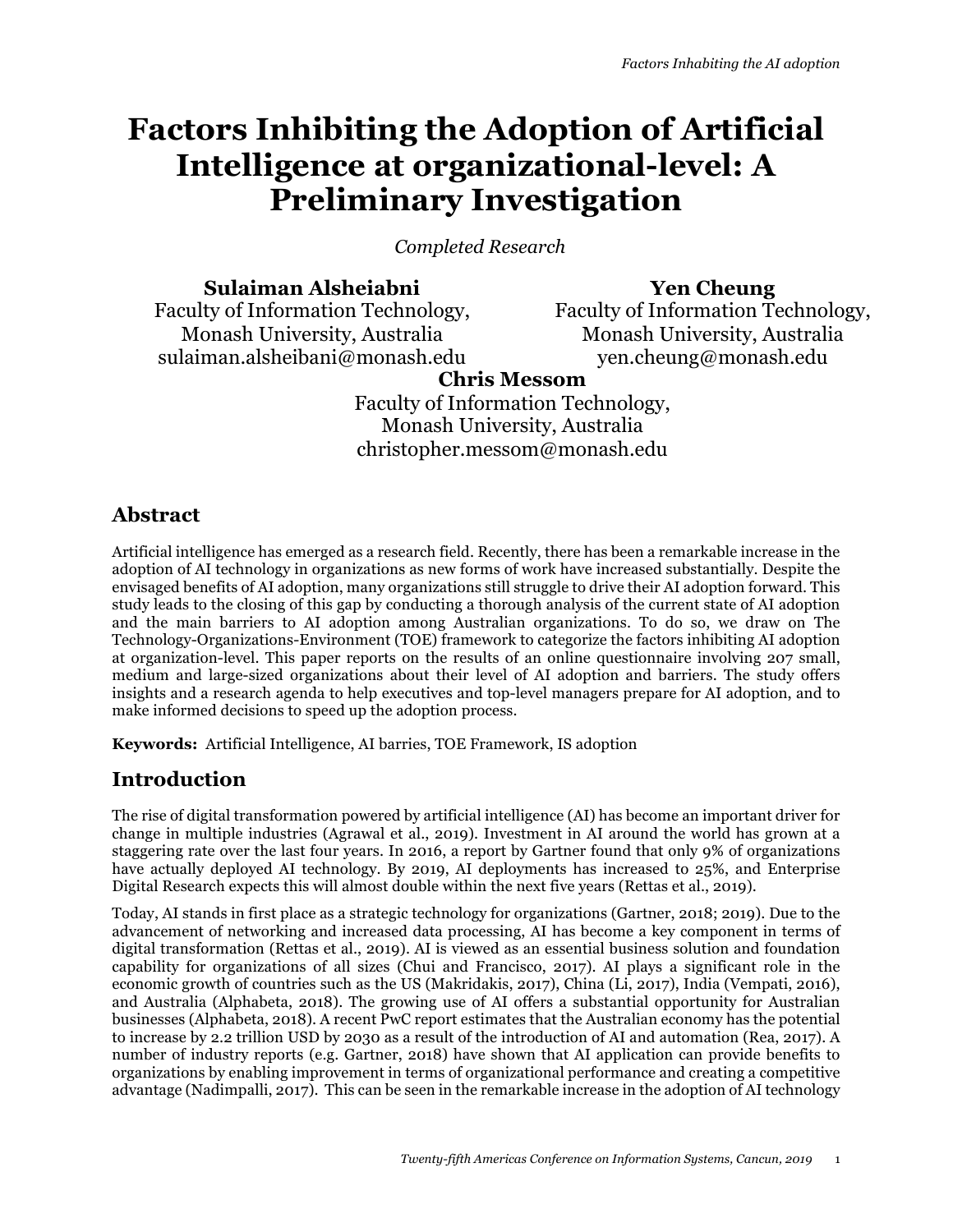# Factors Inhibiting the Adoption of Artificial Intelligence at organizational-level: A Preliminary Investigation

*Completed Research*

**Sulaiman Alsheiabni**
Faculty of Information Technology,
Monash University, Australia
sulaiman.alsheibani@monash.edu

**Yen Cheung**
Faculty of Information Technology,
Monash University, Australia
yen.cheung@monash.edu

**Chris Messom**
Faculty of Information Technology,
Monash University, Australia
christopher.messom@monash.edu

## Abstract

Artificial intelligence has emerged as a research field. Recently, there has been a remarkable increase in the adoption of AI technology in organizations as new forms of work have increased substantially. Despite the envisaged benefits of AI adoption, many organizations still struggle to drive their AI adoption forward. This study leads to the closing of this gap by conducting a thorough analysis of the current state of AI adoption and the main barriers to AI adoption among Australian organizations. To do so, we draw on The Technology-Organizations-Environment (TOE) framework to categorize the factors inhibiting AI adoption at organization-level. This paper reports on the results of an online questionnaire involving 207 small, medium and large-sized organizations about their level of AI adoption and barriers. The study offers insights and a research agenda to help executives and top-level managers prepare for AI adoption, and to make informed decisions to speed up the adoption process.

**Keywords:** Artificial Intelligence, AI barries, TOE Framework, IS adoption

## Introduction

The rise of digital transformation powered by artificial intelligence (AI) has become an important driver for change in multiple industries (Agrawal et al., 2019). Investment in AI around the world has grown at a staggering rate over the last four years. In 2016, a report by Gartner found that only 9% of organizations have actually deployed AI technology. By 2019, AI deployments has increased to 25%, and Enterprise Digital Research expects this will almost double within the next five years (Rettas et al., 2019).

Today, AI stands in first place as a strategic technology for organizations (Gartner, 2018; 2019). Due to the advancement of networking and increased data processing, AI has become a key component in terms of digital transformation (Rettas et al., 2019). AI is viewed as an essential business solution and foundation capability for organizations of all sizes (Chui and Francisco, 2017). AI plays a significant role in the economic growth of countries such as the US (Makridakis, 2017), China (Li, 2017), India (Vempati, 2016), and Australia (Alphabeta, 2018). The growing use of AI offers a substantial opportunity for Australian businesses (Alphabeta, 2018). A recent PwC report estimates that the Australian economy has the potential to increase by 2.2 trillion USD by 2030 as a result of the introduction of AI and automation (Rea, 2017). A number of industry reports (e.g. Gartner, 2018) have shown that AI application can provide benefits to organizations by enabling improvement in terms of organizational performance and creating a competitive advantage (Nadimpalli, 2017). This can be seen in the remarkable increase in the adoption of AI technology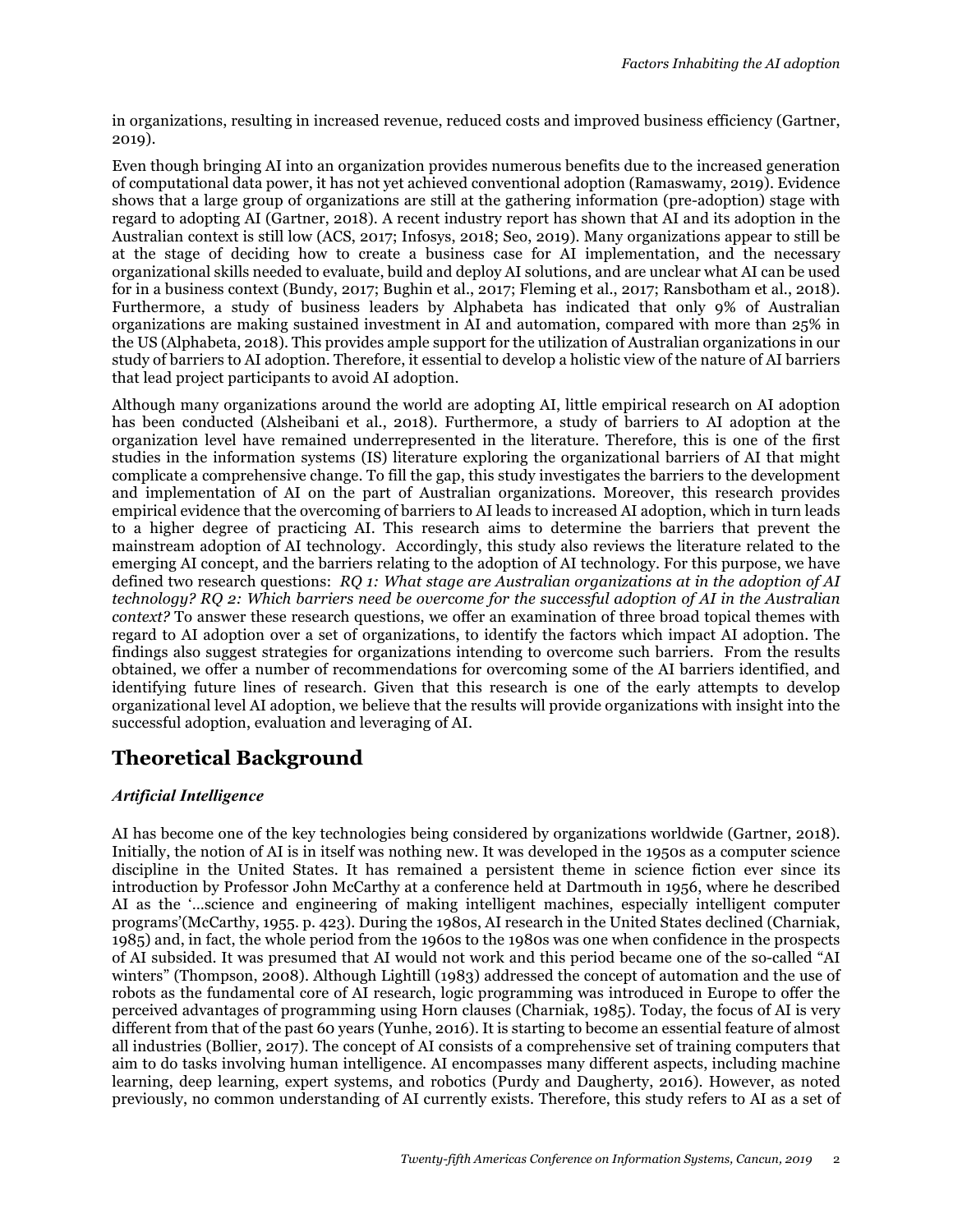in organizations, resulting in increased revenue, reduced costs and improved business efficiency (Gartner, 2019).

Even though bringing AI into an organization provides numerous benefits due to the increased generation of computational data power, it has not yet achieved conventional adoption (Ramaswamy, 2019). Evidence shows that a large group of organizations are still at the gathering information (pre-adoption) stage with regard to adopting AI (Gartner, 2018). A recent industry report has shown that AI and its adoption in the Australian context is still low (ACS, 2017; Infosys, 2018; Seo, 2019). Many organizations appear to still be at the stage of deciding how to create a business case for AI implementation, and the necessary organizational skills needed to evaluate, build and deploy AI solutions, and are unclear what AI can be used for in a business context (Bundy, 2017; Bughin et al., 2017; Fleming et al., 2017; Ransbotham et al., 2018). Furthermore, a study of business leaders by Alphabeta has indicated that only 9% of Australian organizations are making sustained investment in AI and automation, compared with more than 25% in the US (Alphabeta, 2018). This provides ample support for the utilization of Australian organizations in our study of barriers to AI adoption. Therefore, it essential to develop a holistic view of the nature of AI barriers that lead project participants to avoid AI adoption.

Although many organizations around the world are adopting AI, little empirical research on AI adoption has been conducted (Alsheibani et al., 2018). Furthermore, a study of barriers to AI adoption at the organization level have remained underrepresented in the literature. Therefore, this is one of the first studies in the information systems (IS) literature exploring the organizational barriers of AI that might complicate a comprehensive change. To fill the gap, this study investigates the barriers to the development and implementation of AI on the part of Australian organizations. Moreover, this research provides empirical evidence that the overcoming of barriers to AI leads to increased AI adoption, which in turn leads to a higher degree of practicing AI. This research aims to determine the barriers that prevent the mainstream adoption of AI technology. Accordingly, this study also reviews the literature related to the emerging AI concept, and the barriers relating to the adoption of AI technology. For this purpose, we have defined two research questions: *RQ 1: What stage are Australian organizations at in the adoption of AI technology? RQ 2: Which barriers need be overcome for the successful adoption of AI in the Australian context?* To answer these research questions, we offer an examination of three broad topical themes with regard to AI adoption over a set of organizations, to identify the factors which impact AI adoption. The findings also suggest strategies for organizations intending to overcome such barriers. From the results obtained, we offer a number of recommendations for overcoming some of the AI barriers identified, and identifying future lines of research. Given that this research is one of the early attempts to develop organizational level AI adoption, we believe that the results will provide organizations with insight into the successful adoption, evaluation and leveraging of AI.

## Theoretical Background

### *Artificial Intelligence*

AI has become one of the key technologies being considered by organizations worldwide (Gartner, 2018). Initially, the notion of AI is in itself was nothing new. It was developed in the 1950s as a computer science discipline in the United States. It has remained a persistent theme in science fiction ever since its introduction by Professor John McCarthy at a conference held at Dartmouth in 1956, where he described AI as the '…science and engineering of making intelligent machines, especially intelligent computer programs'(McCarthy, 1955. p. 423). During the 1980s, AI research in the United States declined (Charniak, 1985) and, in fact, the whole period from the 1960s to the 1980s was one when confidence in the prospects of AI subsided. It was presumed that AI would not work and this period became one of the so-called "AI winters" (Thompson, 2008). Although Lightill (1983) addressed the concept of automation and the use of robots as the fundamental core of AI research, logic programming was introduced in Europe to offer the perceived advantages of programming using Horn clauses (Charniak, 1985). Today, the focus of AI is very different from that of the past 60 years (Yunhe, 2016). It is starting to become an essential feature of almost all industries (Bollier, 2017). The concept of AI consists of a comprehensive set of training computers that aim to do tasks involving human intelligence. AI encompasses many different aspects, including machine learning, deep learning, expert systems, and robotics (Purdy and Daugherty, 2016). However, as noted previously, no common understanding of AI currently exists. Therefore, this study refers to AI as a set of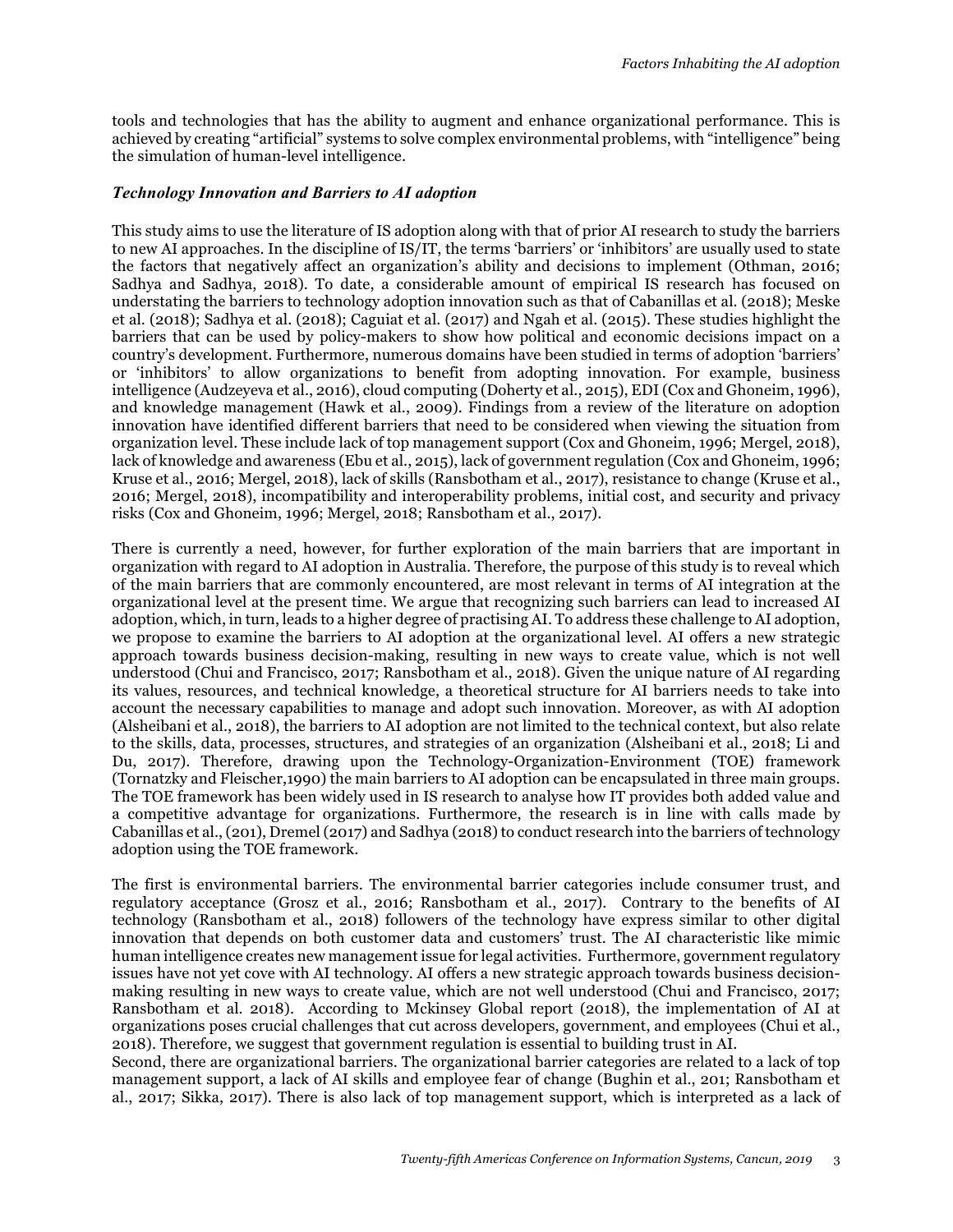tools and technologies that has the ability to augment and enhance organizational performance. This is achieved by creating "artificial" systems to solve complex environmental problems, with "intelligence" being the simulation of human-level intelligence.

### *Technology Innovation and Barriers to AI adoption*

This study aims to use the literature of IS adoption along with that of prior AI research to study the barriers to new AI approaches. In the discipline of IS/IT, the terms 'barriers' or 'inhibitors' are usually used to state the factors that negatively affect an organization's ability and decisions to implement (Othman, 2016; Sadhya and Sadhya, 2018). To date, a considerable amount of empirical IS research has focused on understating the barriers to technology adoption innovation such as that of Cabanillas et al. (2018); Meske et al. (2018); Sadhya et al. (2018); Caguiat et al. (2017) and Ngah et al. (2015). These studies highlight the barriers that can be used by policy-makers to show how political and economic decisions impact on a country's development. Furthermore, numerous domains have been studied in terms of adoption 'barriers' or 'inhibitors' to allow organizations to benefit from adopting innovation. For example, business intelligence (Audzeyeva et al., 2016), cloud computing (Doherty et al., 2015), EDI (Cox and Ghoneim, 1996), and knowledge management (Hawk et al., 2009). Findings from a review of the literature on adoption innovation have identified different barriers that need to be considered when viewing the situation from organization level. These include lack of top management support (Cox and Ghoneim, 1996; Mergel, 2018), lack of knowledge and awareness (Ebu et al., 2015), lack of government regulation (Cox and Ghoneim, 1996; Kruse et al., 2016; Mergel, 2018), lack of skills (Ransbotham et al., 2017), resistance to change (Kruse et al., 2016; Mergel, 2018), incompatibility and interoperability problems, initial cost, and security and privacy risks (Cox and Ghoneim, 1996; Mergel, 2018; Ransbotham et al., 2017).

There is currently a need, however, for further exploration of the main barriers that are important in organization with regard to AI adoption in Australia. Therefore, the purpose of this study is to reveal which of the main barriers that are commonly encountered, are most relevant in terms of AI integration at the organizational level at the present time. We argue that recognizing such barriers can lead to increased AI adoption, which, in turn, leads to a higher degree of practising AI. To address these challenge to AI adoption, we propose to examine the barriers to AI adoption at the organizational level. AI offers a new strategic approach towards business decision-making, resulting in new ways to create value, which is not well understood (Chui and Francisco, 2017; Ransbotham et al., 2018). Given the unique nature of AI regarding its values, resources, and technical knowledge, a theoretical structure for AI barriers needs to take into account the necessary capabilities to manage and adopt such innovation. Moreover, as with AI adoption (Alsheibani et al., 2018), the barriers to AI adoption are not limited to the technical context, but also relate to the skills, data, processes, structures, and strategies of an organization (Alsheibani et al., 2018; Li and Du, 2017). Therefore, drawing upon the Technology-Organization-Environment (TOE) framework (Tornatzky and Fleischer,1990) the main barriers to AI adoption can be encapsulated in three main groups. The TOE framework has been widely used in IS research to analyse how IT provides both added value and a competitive advantage for organizations. Furthermore, the research is in line with calls made by Cabanillas et al., (201), Dremel (2017) and Sadhya (2018) to conduct research into the barriers of technology adoption using the TOE framework.

The first is environmental barriers. The environmental barrier categories include consumer trust, and regulatory acceptance (Grosz et al., 2016; Ransbotham et al., 2017). Contrary to the benefits of AI technology (Ransbotham et al., 2018) followers of the technology have express similar to other digital innovation that depends on both customer data and customers' trust. The AI characteristic like mimic human intelligence creates new management issue for legal activities. Furthermore, government regulatory issues have not yet cove with AI technology. AI offers a new strategic approach towards business decision-making resulting in new ways to create value, which are not well understood (Chui and Francisco, 2017; Ransbotham et al. 2018). According to Mckinsey Global report (2018), the implementation of AI at organizations poses crucial challenges that cut across developers, government, and employees (Chui et al., 2018). Therefore, we suggest that government regulation is essential to building trust in AI.

Second, there are organizational barriers. The organizational barrier categories are related to a lack of top management support, a lack of AI skills and employee fear of change (Bughin et al., 201; Ransbotham et al., 2017; Sikka, 2017). There is also lack of top management support, which is interpreted as a lack of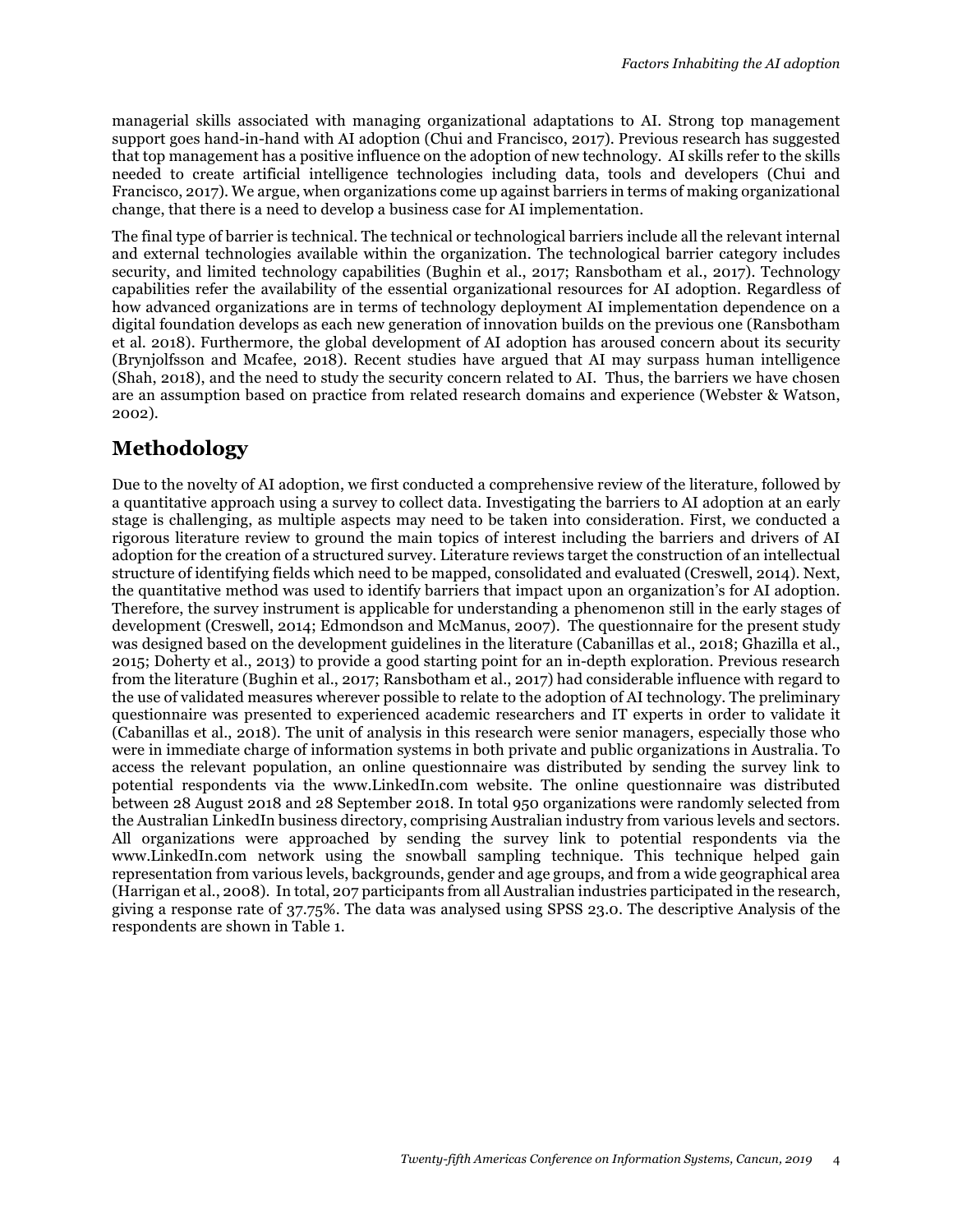managerial skills associated with managing organizational adaptations to AI. Strong top management support goes hand-in-hand with AI adoption (Chui and Francisco, 2017). Previous research has suggested that top management has a positive influence on the adoption of new technology. AI skills refer to the skills needed to create artificial intelligence technologies including data, tools and developers (Chui and Francisco, 2017). We argue, when organizations come up against barriers in terms of making organizational change, that there is a need to develop a business case for AI implementation.

The final type of barrier is technical. The technical or technological barriers include all the relevant internal and external technologies available within the organization. The technological barrier category includes security, and limited technology capabilities (Bughin et al., 2017; Ransbotham et al., 2017). Technology capabilities refer the availability of the essential organizational resources for AI adoption. Regardless of how advanced organizations are in terms of technology deployment AI implementation dependence on a digital foundation develops as each new generation of innovation builds on the previous one (Ransbotham et al. 2018). Furthermore, the global development of AI adoption has aroused concern about its security (Brynjolfsson and Mcafee, 2018). Recent studies have argued that AI may surpass human intelligence (Shah, 2018), and the need to study the security concern related to AI. Thus, the barriers we have chosen are an assumption based on practice from related research domains and experience (Webster & Watson, 2002).

## Methodology

Due to the novelty of AI adoption, we first conducted a comprehensive review of the literature, followed by a quantitative approach using a survey to collect data. Investigating the barriers to AI adoption at an early stage is challenging, as multiple aspects may need to be taken into consideration. First, we conducted a rigorous literature review to ground the main topics of interest including the barriers and drivers of AI adoption for the creation of a structured survey. Literature reviews target the construction of an intellectual structure of identifying fields which need to be mapped, consolidated and evaluated (Creswell, 2014). Next, the quantitative method was used to identify barriers that impact upon an organization's for AI adoption. Therefore, the survey instrument is applicable for understanding a phenomenon still in the early stages of development (Creswell, 2014; Edmondson and McManus, 2007). The questionnaire for the present study was designed based on the development guidelines in the literature (Cabanillas et al., 2018; Ghazilla et al., 2015; Doherty et al., 2013) to provide a good starting point for an in-depth exploration. Previous research from the literature (Bughin et al., 2017; Ransbotham et al., 2017) had considerable influence with regard to the use of validated measures wherever possible to relate to the adoption of AI technology. The preliminary questionnaire was presented to experienced academic researchers and IT experts in order to validate it (Cabanillas et al., 2018). The unit of analysis in this research were senior managers, especially those who were in immediate charge of information systems in both private and public organizations in Australia. To access the relevant population, an online questionnaire was distributed by sending the survey link to potential respondents via the www.LinkedIn.com website. The online questionnaire was distributed between 28 August 2018 and 28 September 2018. In total 950 organizations were randomly selected from the Australian LinkedIn business directory, comprising Australian industry from various levels and sectors. All organizations were approached by sending the survey link to potential respondents via the www.LinkedIn.com network using the snowball sampling technique. This technique helped gain representation from various levels, backgrounds, gender and age groups, and from a wide geographical area (Harrigan et al., 2008). In total, 207 participants from all Australian industries participated in the research, giving a response rate of 37.75%. The data was analysed using SPSS 23.0. The descriptive Analysis of the respondents are shown in Table 1.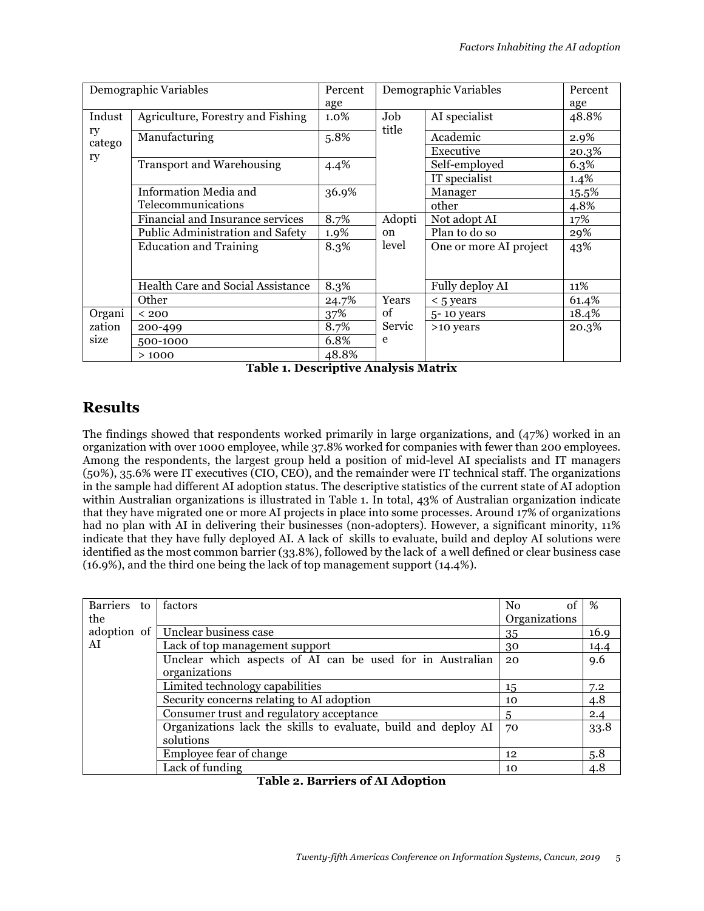| Demographic Variables | | Percentage | Demographic Variables | | Percentage |
|---|---|---|---|---|---|
| Industry category | Agriculture, Forestry and Fishing | 1.0% | Job title | AI specialist | 48.8% |
| | Manufacturing | 5.8% | | Academic | 2.9% |
| | | | | Executive | 20.3% |
| | Transport and Warehousing | 4.4% | | Self-employed | 6.3% |
| | | | | IT specialist | 1.4% |
| | Information Media and Telecommunications | 36.9% | | Manager | 15.5% |
| | | | | other | 4.8% |
| | Financial and Insurance services | 8.7% | Adoption level | Not adopt AI | 17% |
| | Public Administration and Safety | 1.9% | | Plan to do so | 29% |
| | Education and Training | 8.3% | | One or more AI project | 43% |
| | Health Care and Social Assistance | 8.3% | | Fully deploy AI | 11% |
| | Other | 24.7% | Years of Service | < 5 years | 61.4% |
| Organization size | < 200 | 37% | | 5- 10 years | 18.4% |
| | 200-499 | 8.7% | | >10 years | 20.3% |
| | 500-1000 | 6.8% | | | |
| | > 1000 | 48.8% | | | |

**Table 1. Descriptive Analysis Matrix**

## Results

The findings showed that respondents worked primarily in large organizations, and (47%) worked in an organization with over 1000 employee, while 37.8% worked for companies with fewer than 200 employees. Among the respondents, the largest group held a position of mid-level AI specialists and IT managers (50%), 35.6% were IT executives (CIO, CEO), and the remainder were IT technical staff. The organizations in the sample had different AI adoption status. The descriptive statistics of the current state of AI adoption within Australian organizations is illustrated in Table 1. In total, 43% of Australian organization indicate that they have migrated one or more AI projects in place into some processes. Around 17% of organizations had no plan with AI in delivering their businesses (non-adopters). However, a significant minority, 11% indicate that they have fully deployed AI. A lack of skills to evaluate, build and deploy AI solutions were identified as the most common barrier (33.8%), followed by the lack of a well defined or clear business case (16.9%), and the third one being the lack of top management support (14.4%).

| Barriers to the adoption of AI | factors | No of Organizations | % |
|---|---|---|---|
| | Unclear business case | 35 | 16.9 |
| | Lack of top management support | 30 | 14.4 |
| | Unclear which aspects of AI can be used for in Australian organizations | 20 | 9.6 |
| | Limited technology capabilities | 15 | 7.2 |
| | Security concerns relating to AI adoption | 10 | 4.8 |
| | Consumer trust and regulatory acceptance | 5 | 2.4 |
| | Organizations lack the skills to evaluate, build and deploy AI solutions | 70 | 33.8 |
| | Employee fear of change | 12 | 5.8 |
| | Lack of funding | 10 | 4.8 |

**Table 2. Barriers of AI Adoption**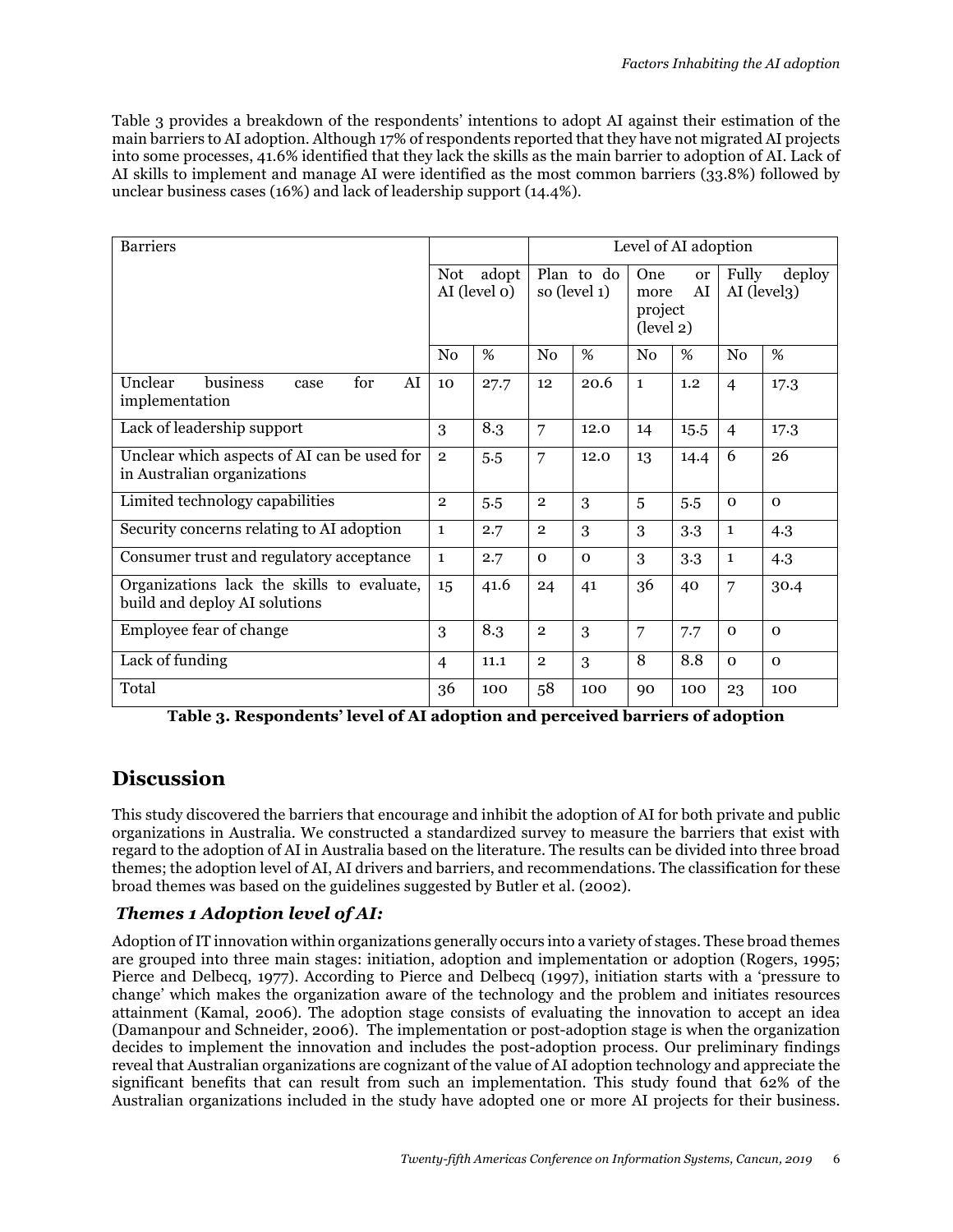Table 3 provides a breakdown of the respondents' intentions to adopt AI against their estimation of the main barriers to AI adoption. Although 17% of respondents reported that they have not migrated AI projects into some processes, 41.6% identified that they lack the skills as the main barrier to adoption of AI. Lack of AI skills to implement and manage AI were identified as the most common barriers (33.8%) followed by unclear business cases (16%) and lack of leadership support (14.4%).

| Barriers | Level of AI adoption | | | | | | | |
|---|---|---|---|---|---|---|---|---|
| | Not adopt AI (level 0) | | Plan to do so (level 1) | | One or more AI project (level 2) | | Fully deploy AI (level3) | |
| | No | % | No | % | No | % | No | % |
| Unclear business case for AI implementation | 10 | 27.7 | 12 | 20.6 | 1 | 1.2 | 4 | 17.3 |
| Lack of leadership support | 3 | 8.3 | 7 | 12.0 | 14 | 15.5 | 4 | 17.3 |
| Unclear which aspects of AI can be used for in Australian organizations | 2 | 5.5 | 7 | 12.0 | 13 | 14.4 | 6 | 26 |
| Limited technology capabilities | 2 | 5.5 | 2 | 3 | 5 | 5.5 | 0 | 0 |
| Security concerns relating to AI adoption | 1 | 2.7 | 2 | 3 | 3 | 3.3 | 1 | 4.3 |
| Consumer trust and regulatory acceptance | 1 | 2.7 | 0 | 0 | 3 | 3.3 | 1 | 4.3 |
| Organizations lack the skills to evaluate, build and deploy AI solutions | 15 | 41.6 | 24 | 41 | 36 | 40 | 7 | 30.4 |
| Employee fear of change | 3 | 8.3 | 2 | 3 | 7 | 7.7 | 0 | 0 |
| Lack of funding | 4 | 11.1 | 2 | 3 | 8 | 8.8 | 0 | 0 |
| Total | 36 | 100 | 58 | 100 | 90 | 100 | 23 | 100 |

**Table 3. Respondents' level of AI adoption and perceived barriers of adoption**

## Discussion

This study discovered the barriers that encourage and inhibit the adoption of AI for both private and public organizations in Australia. We constructed a standardized survey to measure the barriers that exist with regard to the adoption of AI in Australia based on the literature. The results can be divided into three broad themes; the adoption level of AI, AI drivers and barriers, and recommendations. The classification for these broad themes was based on the guidelines suggested by Butler et al. (2002).

### *Themes 1 Adoption level of AI:*

Adoption of IT innovation within organizations generally occurs into a variety of stages. These broad themes are grouped into three main stages: initiation, adoption and implementation or adoption (Rogers, 1995; Pierce and Delbecq, 1977). According to Pierce and Delbecq (1997), initiation starts with a 'pressure to change' which makes the organization aware of the technology and the problem and initiates resources attainment (Kamal, 2006). The adoption stage consists of evaluating the innovation to accept an idea (Damanpour and Schneider, 2006). The implementation or post-adoption stage is when the organization decides to implement the innovation and includes the post-adoption process. Our preliminary findings reveal that Australian organizations are cognizant of the value of AI adoption technology and appreciate the significant benefits that can result from such an implementation. This study found that 62% of the Australian organizations included in the study have adopted one or more AI projects for their business.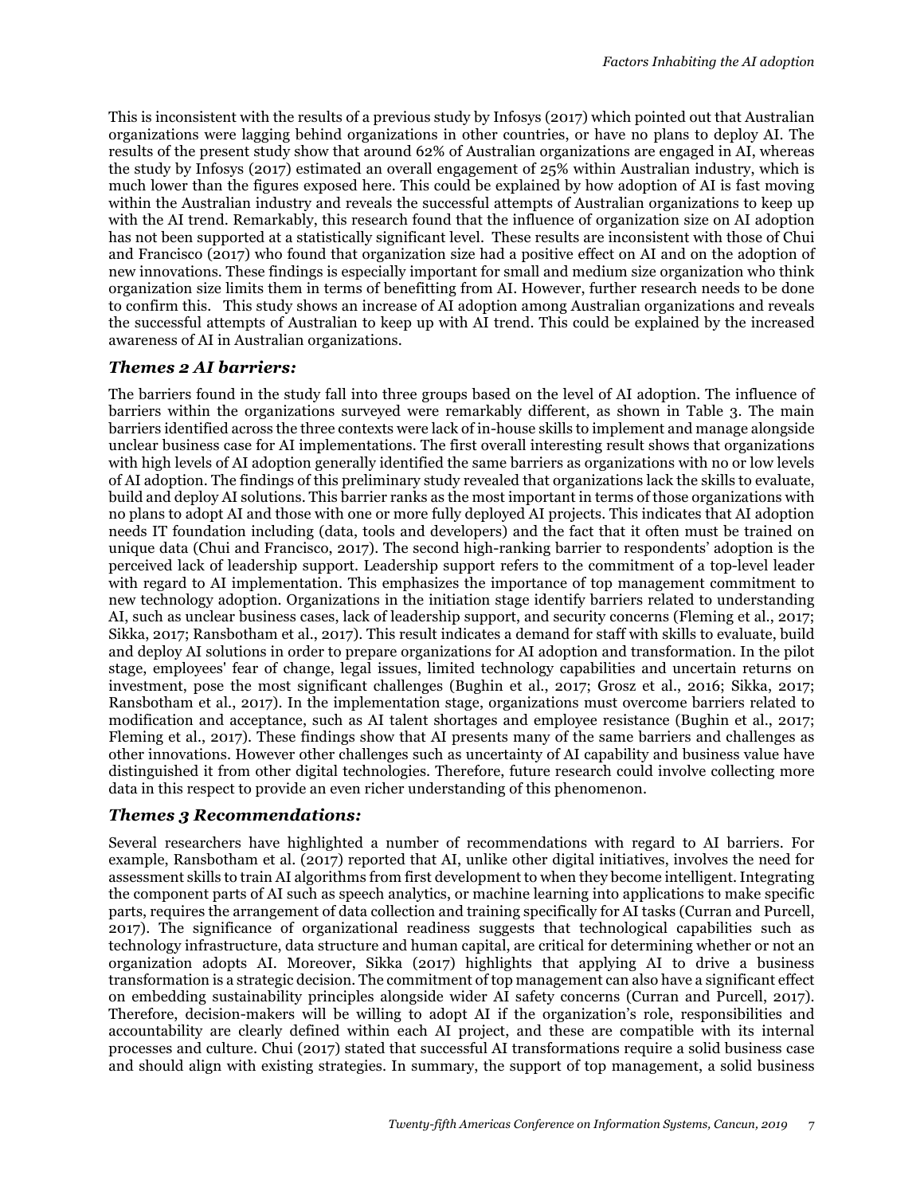This is inconsistent with the results of a previous study by Infosys (2017) which pointed out that Australian organizations were lagging behind organizations in other countries, or have no plans to deploy AI. The results of the present study show that around 62% of Australian organizations are engaged in AI, whereas the study by Infosys (2017) estimated an overall engagement of 25% within Australian industry, which is much lower than the figures exposed here. This could be explained by how adoption of AI is fast moving within the Australian industry and reveals the successful attempts of Australian organizations to keep up with the AI trend. Remarkably, this research found that the influence of organization size on AI adoption has not been supported at a statistically significant level. These results are inconsistent with those of Chui and Francisco (2017) who found that organization size had a positive effect on AI and on the adoption of new innovations. These findings is especially important for small and medium size organization who think organization size limits them in terms of benefitting from AI. However, further research needs to be done to confirm this. This study shows an increase of AI adoption among Australian organizations and reveals the successful attempts of Australian to keep up with AI trend. This could be explained by the increased awareness of AI in Australian organizations.

### *Themes 2 AI barriers:*

The barriers found in the study fall into three groups based on the level of AI adoption. The influence of barriers within the organizations surveyed were remarkably different, as shown in Table 3. The main barriers identified across the three contexts were lack of in-house skills to implement and manage alongside unclear business case for AI implementations. The first overall interesting result shows that organizations with high levels of AI adoption generally identified the same barriers as organizations with no or low levels of AI adoption. The findings of this preliminary study revealed that organizations lack the skills to evaluate, build and deploy AI solutions. This barrier ranks as the most important in terms of those organizations with no plans to adopt AI and those with one or more fully deployed AI projects. This indicates that AI adoption needs IT foundation including (data, tools and developers) and the fact that it often must be trained on unique data (Chui and Francisco, 2017). The second high-ranking barrier to respondents' adoption is the perceived lack of leadership support. Leadership support refers to the commitment of a top-level leader with regard to AI implementation. This emphasizes the importance of top management commitment to new technology adoption. Organizations in the initiation stage identify barriers related to understanding AI, such as unclear business cases, lack of leadership support, and security concerns (Fleming et al., 2017; Sikka, 2017; Ransbotham et al., 2017). This result indicates a demand for staff with skills to evaluate, build and deploy AI solutions in order to prepare organizations for AI adoption and transformation. In the pilot stage, employees' fear of change, legal issues, limited technology capabilities and uncertain returns on investment, pose the most significant challenges (Bughin et al., 2017; Grosz et al., 2016; Sikka, 2017; Ransbotham et al., 2017). In the implementation stage, organizations must overcome barriers related to modification and acceptance, such as AI talent shortages and employee resistance (Bughin et al., 2017; Fleming et al., 2017). These findings show that AI presents many of the same barriers and challenges as other innovations. However other challenges such as uncertainty of AI capability and business value have distinguished it from other digital technologies. Therefore, future research could involve collecting more data in this respect to provide an even richer understanding of this phenomenon.

### *Themes 3 Recommendations:*

Several researchers have highlighted a number of recommendations with regard to AI barriers. For example, Ransbotham et al. (2017) reported that AI, unlike other digital initiatives, involves the need for assessment skills to train AI algorithms from first development to when they become intelligent. Integrating the component parts of AI such as speech analytics, or machine learning into applications to make specific parts, requires the arrangement of data collection and training specifically for AI tasks (Curran and Purcell, 2017). The significance of organizational readiness suggests that technological capabilities such as technology infrastructure, data structure and human capital, are critical for determining whether or not an organization adopts AI. Moreover, Sikka (2017) highlights that applying AI to drive a business transformation is a strategic decision. The commitment of top management can also have a significant effect on embedding sustainability principles alongside wider AI safety concerns (Curran and Purcell, 2017). Therefore, decision-makers will be willing to adopt AI if the organization's role, responsibilities and accountability are clearly defined within each AI project, and these are compatible with its internal processes and culture. Chui (2017) stated that successful AI transformations require a solid business case and should align with existing strategies. In summary, the support of top management, a solid business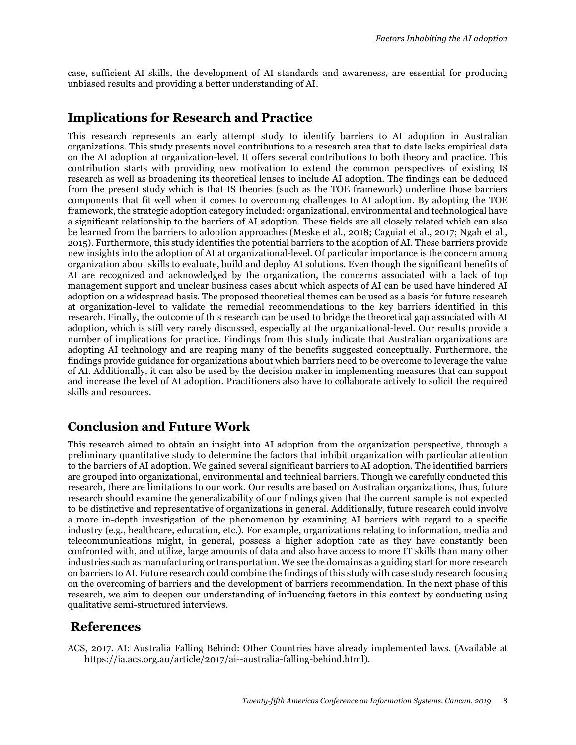case, sufficient AI skills, the development of AI standards and awareness, are essential for producing unbiased results and providing a better understanding of AI.

## Implications for Research and Practice

This research represents an early attempt study to identify barriers to AI adoption in Australian organizations. This study presents novel contributions to a research area that to date lacks empirical data on the AI adoption at organization-level. It offers several contributions to both theory and practice. This contribution starts with providing new motivation to extend the common perspectives of existing IS research as well as broadening its theoretical lenses to include AI adoption. The findings can be deduced from the present study which is that IS theories (such as the TOE framework) underline those barriers components that fit well when it comes to overcoming challenges to AI adoption. By adopting the TOE framework, the strategic adoption category included: organizational, environmental and technological have a significant relationship to the barriers of AI adoption. These fields are all closely related which can also be learned from the barriers to adoption approaches (Meske et al., 2018; Caguiat et al., 2017; Ngah et al., 2015). Furthermore, this study identifies the potential barriers to the adoption of AI. These barriers provide new insights into the adoption of AI at organizational-level. Of particular importance is the concern among organization about skills to evaluate, build and deploy AI solutions. Even though the significant benefits of AI are recognized and acknowledged by the organization, the concerns associated with a lack of top management support and unclear business cases about which aspects of AI can be used have hindered AI adoption on a widespread basis. The proposed theoretical themes can be used as a basis for future research at organization-level to validate the remedial recommendations to the key barriers identified in this research. Finally, the outcome of this research can be used to bridge the theoretical gap associated with AI adoption, which is still very rarely discussed, especially at the organizational-level. Our results provide a number of implications for practice. Findings from this study indicate that Australian organizations are adopting AI technology and are reaping many of the benefits suggested conceptually. Furthermore, the findings provide guidance for organizations about which barriers need to be overcome to leverage the value of AI. Additionally, it can also be used by the decision maker in implementing measures that can support and increase the level of AI adoption. Practitioners also have to collaborate actively to solicit the required skills and resources.

## Conclusion and Future Work

This research aimed to obtain an insight into AI adoption from the organization perspective, through a preliminary quantitative study to determine the factors that inhibit organization with particular attention to the barriers of AI adoption. We gained several significant barriers to AI adoption. The identified barriers are grouped into organizational, environmental and technical barriers. Though we carefully conducted this research, there are limitations to our work. Our results are based on Australian organizations, thus, future research should examine the generalizability of our findings given that the current sample is not expected to be distinctive and representative of organizations in general. Additionally, future research could involve a more in-depth investigation of the phenomenon by examining AI barriers with regard to a specific industry (e.g., healthcare, education, etc.). For example, organizations relating to information, media and telecommunications might, in general, possess a higher adoption rate as they have constantly been confronted with, and utilize, large amounts of data and also have access to more IT skills than many other industries such as manufacturing or transportation. We see the domains as a guiding start for more research on barriers to AI. Future research could combine the findings of this study with case study research focusing on the overcoming of barriers and the development of barriers recommendation. In the next phase of this research, we aim to deepen our understanding of influencing factors in this context by conducting using qualitative semi-structured interviews.

## References

ACS, 2017. AI: Australia Falling Behind: Other Countries have already implemented laws. (Available at https://ia.acs.org.au/article/2017/ai--australia-falling-behind.html).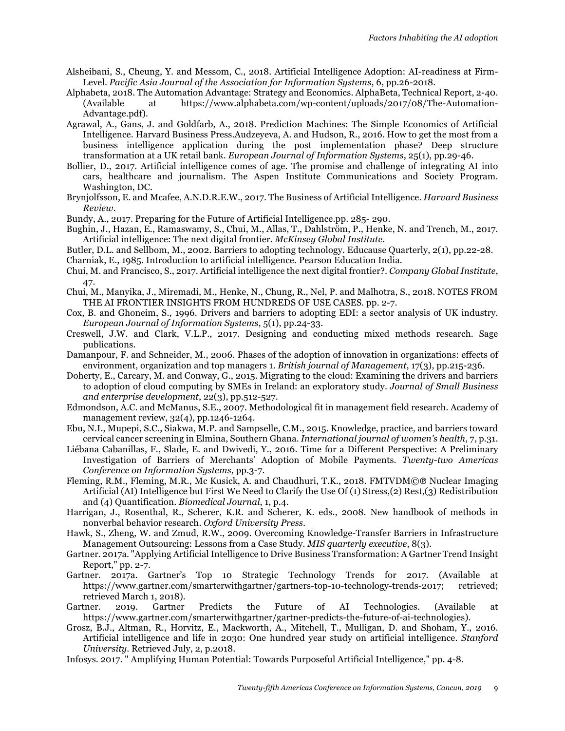Alsheibani, S., Cheung, Y. and Messom, C., 2018. Artificial Intelligence Adoption: AI-readiness at Firm-Level. *Pacific Asia Journal of the Association for Information Systems*, 6, pp.26-2018.

Alphabeta, 2018. The Automation Advantage: Strategy and Economics. AlphaBeta, Technical Report, 2-40. (Available at https://www.alphabeta.com/wp-content/uploads/2017/08/The-Automation-Advantage.pdf).

Agrawal, A., Gans, J. and Goldfarb, A., 2018. Prediction Machines: The Simple Economics of Artificial Intelligence. Harvard Business Press.Audzeyeva, A. and Hudson, R., 2016. How to get the most from a business intelligence application during the post implementation phase? Deep structure transformation at a UK retail bank. *European Journal of Information Systems*, 25(1), pp.29-46.

Bollier, D., 2017. Artificial intelligence comes of age. The promise and challenge of integrating AI into cars, healthcare and journalism. The Aspen Institute Communications and Society Program. Washington, DC.

Brynjolfsson, E. and Mcafee, A.N.D.R.E.W., 2017. The Business of Artificial Intelligence. *Harvard Business Review*.

Bundy, A., 2017. Preparing for the Future of Artificial Intelligence.pp. 285- 290.

Bughin, J., Hazan, E., Ramaswamy, S., Chui, M., Allas, T., Dahlström, P., Henke, N. and Trench, M., 2017. Artificial intelligence: The next digital frontier. *McKinsey Global Institute*.

Butler, D.L. and Sellbom, M., 2002. Barriers to adopting technology. Educause Quarterly, 2(1), pp.22-28.

Charniak, E., 1985. Introduction to artificial intelligence. Pearson Education India.

Chui, M. and Francisco, S., 2017. Artificial intelligence the next digital frontier?. *Company Global Institute*, 47.

Chui, M., Manyika, J., Miremadi, M., Henke, N., Chung, R., Nel, P. and Malhotra, S., 2018. NOTES FROM THE AI FRONTIER INSIGHTS FROM HUNDREDS OF USE CASES. pp. 2-7.

Cox, B. and Ghoneim, S., 1996. Drivers and barriers to adopting EDI: a sector analysis of UK industry. *European Journal of Information Systems*, 5(1), pp.24-33.

Creswell, J.W. and Clark, V.L.P., 2017. Designing and conducting mixed methods research. Sage publications.

Damanpour, F. and Schneider, M., 2006. Phases of the adoption of innovation in organizations: effects of environment, organization and top managers 1. *British journal of Management*, 17(3), pp.215-236.

Doherty, E., Carcary, M. and Conway, G., 2015. Migrating to the cloud: Examining the drivers and barriers to adoption of cloud computing by SMEs in Ireland: an exploratory study. *Journal of Small Business and enterprise development*, 22(3), pp.512-527.

Edmondson, A.C. and McManus, S.E., 2007. Methodological fit in management field research. Academy of management review, 32(4), pp.1246-1264.

Ebu, N.I., Mupepi, S.C., Siakwa, M.P. and Sampselle, C.M., 2015. Knowledge, practice, and barriers toward cervical cancer screening in Elmina, Southern Ghana. *International journal of women's health*, 7, p.31.

Liébana Cabanillas, F., Slade, E. and Dwivedi, Y., 2016. Time for a Different Perspective: A Preliminary Investigation of Barriers of Merchants' Adoption of Mobile Payments. *Twenty-two Americas Conference on Information Systems*, pp.3-7.

Fleming, R.M., Fleming, M.R., Mc Kusick, A. and Chaudhuri, T.K., 2018. FMTVDM©℗ Nuclear Imaging Artificial (AI) Intelligence but First We Need to Clarify the Use Of (1) Stress,(2) Rest,(3) Redistribution and (4) Quantification. *Biomedical Journal*, 1, p.4.

Harrigan, J., Rosenthal, R., Scherer, K.R. and Scherer, K. eds., 2008. New handbook of methods in nonverbal behavior research. *Oxford University Press*.

Hawk, S., Zheng, W. and Zmud, R.W., 2009. Overcoming Knowledge-Transfer Barriers in Infrastructure Management Outsourcing: Lessons from a Case Study. *MIS quarterly executive*, 8(3).

Gartner. 2017a. "Applying Artificial Intelligence to Drive Business Transformation: A Gartner Trend Insight Report," pp. 2-7.

Gartner. 2017a. Gartner's Top 10 Strategic Technology Trends for 2017. (Available at https://www.gartner.com/smarterwithgartner/gartners-top-10-technology-trends-2017; retrieved; retrieved March 1, 2018).

Gartner. 2019. Gartner Predicts the Future of AI Technologies. (Available at https://www.gartner.com/smarterwithgartner/gartner-predicts-the-future-of-ai-technologies).

Grosz, B.J., Altman, R., Horvitz, E., Mackworth, A., Mitchell, T., Mulligan, D. and Shoham, Y., 2016. Artificial intelligence and life in 2030: One hundred year study on artificial intelligence. *Stanford University*. Retrieved July, 2, p.2018.

Infosys. 2017. " Amplifying Human Potential: Towards Purposeful Artificial Intelligence," pp. 4-8.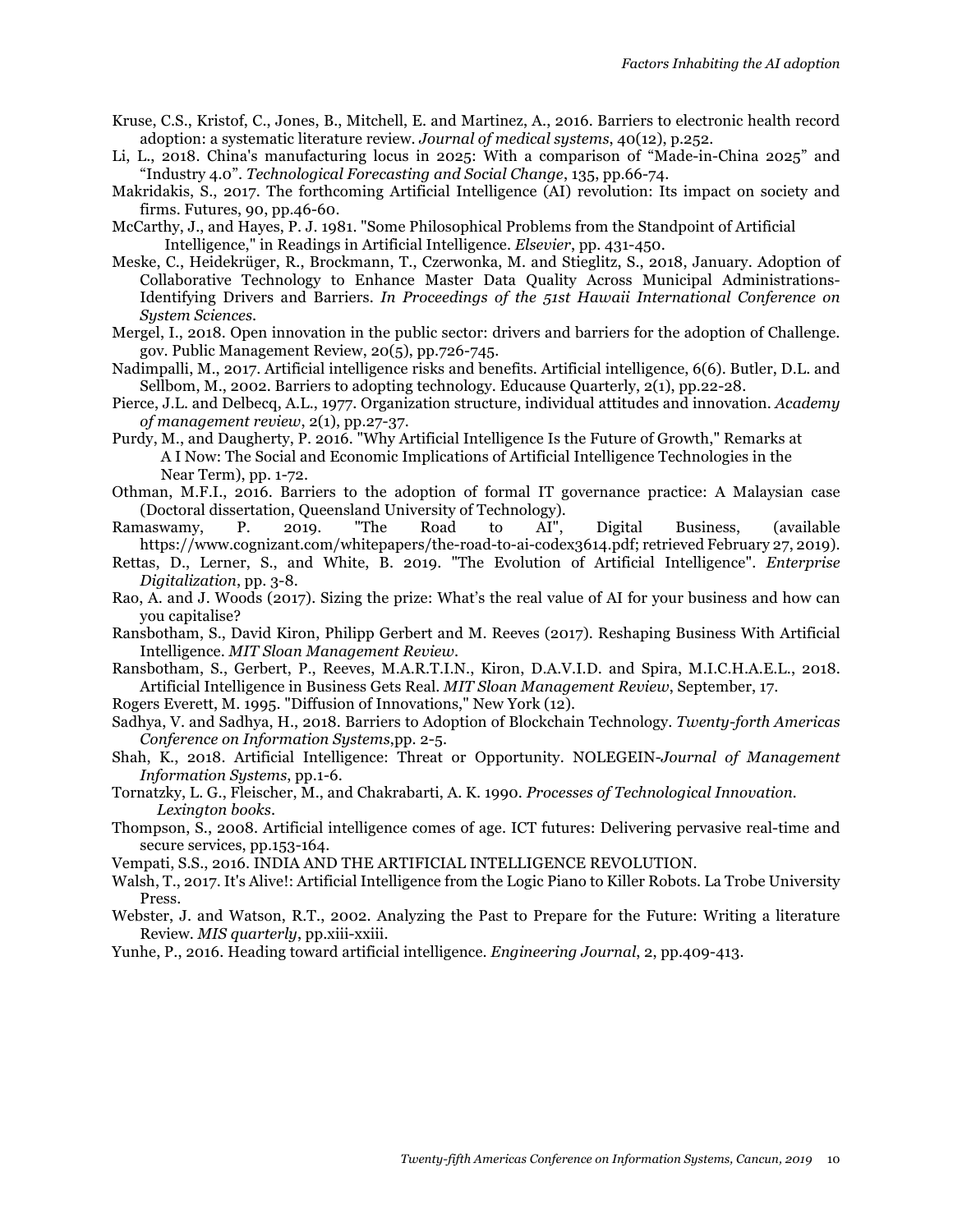Kruse, C.S., Kristof, C., Jones, B., Mitchell, E. and Martinez, A., 2016. Barriers to electronic health record adoption: a systematic literature review. *Journal of medical systems*, 40(12), p.252.

Li, L., 2018. China's manufacturing locus in 2025: With a comparison of "Made-in-China 2025" and "Industry 4.0". *Technological Forecasting and Social Change*, 135, pp.66-74.

Makridakis, S., 2017. The forthcoming Artificial Intelligence (AI) revolution: Its impact on society and firms. Futures, 90, pp.46-60.

McCarthy, J., and Hayes, P. J. 1981. "Some Philosophical Problems from the Standpoint of Artificial Intelligence," in Readings in Artificial Intelligence. *Elsevier*, pp. 431-450.

Meske, C., Heidekrüger, R., Brockmann, T., Czerwonka, M. and Stieglitz, S., 2018, January. Adoption of Collaborative Technology to Enhance Master Data Quality Across Municipal Administrations-Identifying Drivers and Barriers. *In Proceedings of the 51st Hawaii International Conference on System Sciences.*

Mergel, I., 2018. Open innovation in the public sector: drivers and barriers for the adoption of Challenge. gov. Public Management Review, 20(5), pp.726-745.

Nadimpalli, M., 2017. Artificial intelligence risks and benefits. Artificial intelligence, 6(6). Butler, D.L. and Sellbom, M., 2002. Barriers to adopting technology. Educause Quarterly, 2(1), pp.22-28.

Pierce, J.L. and Delbecq, A.L., 1977. Organization structure, individual attitudes and innovation. *Academy of management review*, 2(1), pp.27-37.

Purdy, M., and Daugherty, P. 2016. "Why Artificial Intelligence Is the Future of Growth," Remarks at A I Now: The Social and Economic Implications of Artificial Intelligence Technologies in the Near Term), pp. 1-72.

Othman, M.F.I., 2016. Barriers to the adoption of formal IT governance practice: A Malaysian case (Doctoral dissertation, Queensland University of Technology).

Ramaswamy, P. 2019. "The Road to AI", Digital Business, (available https://www.cognizant.com/whitepapers/the-road-to-ai-codex3614.pdf; retrieved February 27, 2019).

Rettas, D., Lerner, S., and White, B. 2019. "The Evolution of Artificial Intelligence". *Enterprise Digitalization*, pp. 3-8.

Rao, A. and J. Woods (2017). Sizing the prize: What's the real value of AI for your business and how can you capitalise?

Ransbotham, S., David Kiron, Philipp Gerbert and M. Reeves (2017). Reshaping Business With Artificial Intelligence. *MIT Sloan Management Review*.

Ransbotham, S., Gerbert, P., Reeves, M.A.R.T.I.N., Kiron, D.A.V.I.D. and Spira, M.I.C.H.A.E.L., 2018. Artificial Intelligence in Business Gets Real. *MIT Sloan Management Review*, September, 17.

Rogers Everett, M. 1995. "Diffusion of Innovations," New York (12).

Sadhya, V. and Sadhya, H., 2018. Barriers to Adoption of Blockchain Technology. *Twenty-forth Americas Conference on Information Systems*,pp. 2-5.

Shah, K., 2018. Artificial Intelligence: Threat or Opportunity. NOLEGEIN-*Journal of Management Information Systems*, pp.1-6.

Tornatzky, L. G., Fleischer, M., and Chakrabarti, A. K. 1990. *Processes of Technological Innovation. Lexington books*.

Thompson, S., 2008. Artificial intelligence comes of age. ICT futures: Delivering pervasive real-time and secure services, pp.153-164.

Vempati, S.S., 2016. INDIA AND THE ARTIFICIAL INTELLIGENCE REVOLUTION.

Walsh, T., 2017. It's Alive!: Artificial Intelligence from the Logic Piano to Killer Robots. La Trobe University Press.

Webster, J. and Watson, R.T., 2002. Analyzing the Past to Prepare for the Future: Writing a literature Review. *MIS quarterly*, pp.xiii-xxiii.

Yunhe, P., 2016. Heading toward artificial intelligence. *Engineering Journal*, 2, pp.409-413.